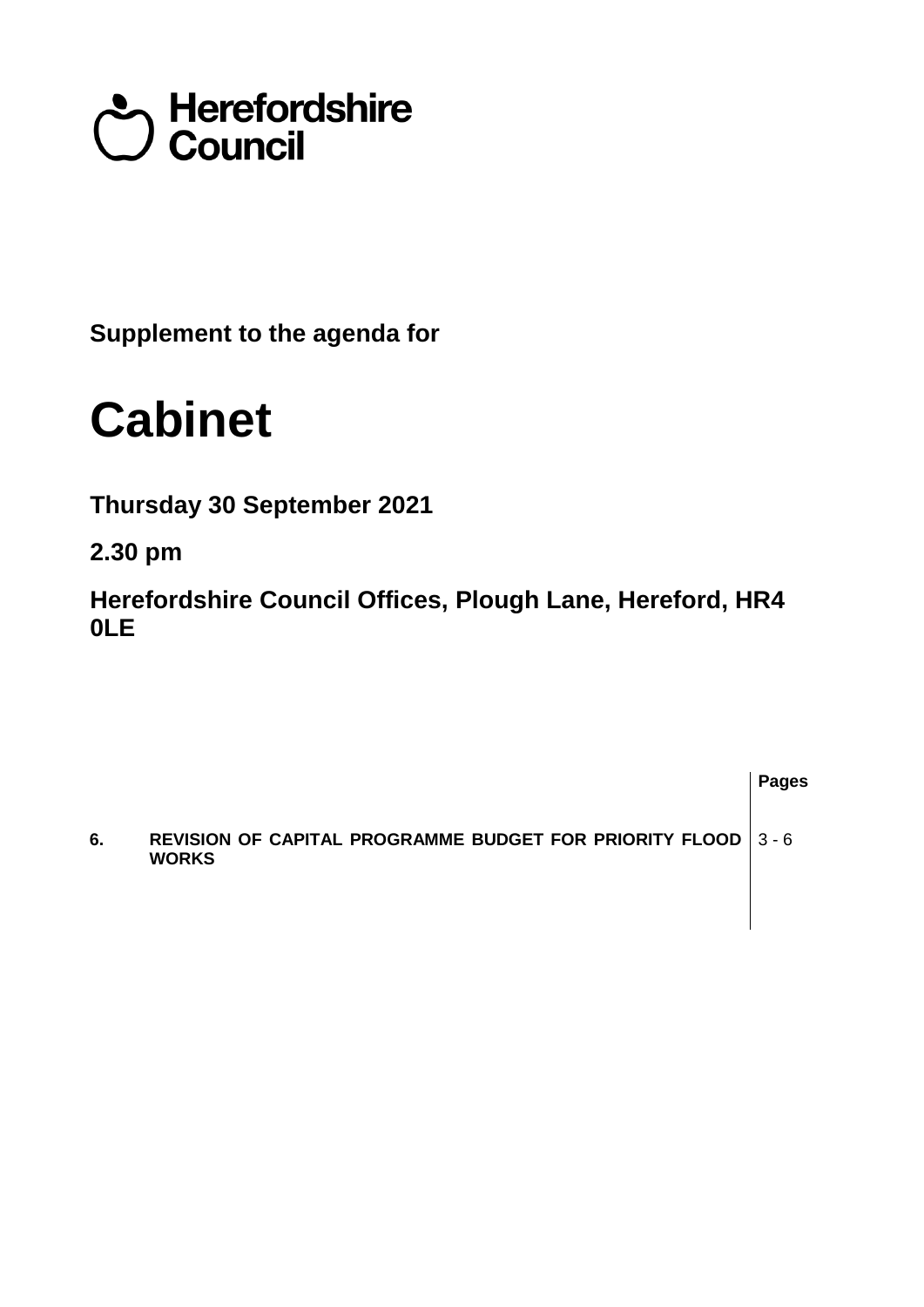Herefordshire Council

**Supplement to the agenda for**

# Cabinet

**Thursday 30 September 2021**

**2.30 pm**

**Herefordshire Council Offices, Plough Lane, Hereford, HR4 0LE**

| | | Pages |
|---|---|---|
| **6.** | **REVISION OF CAPITAL PROGRAMME BUDGET FOR PRIORITY FLOOD WORKS** | 3 - 6 |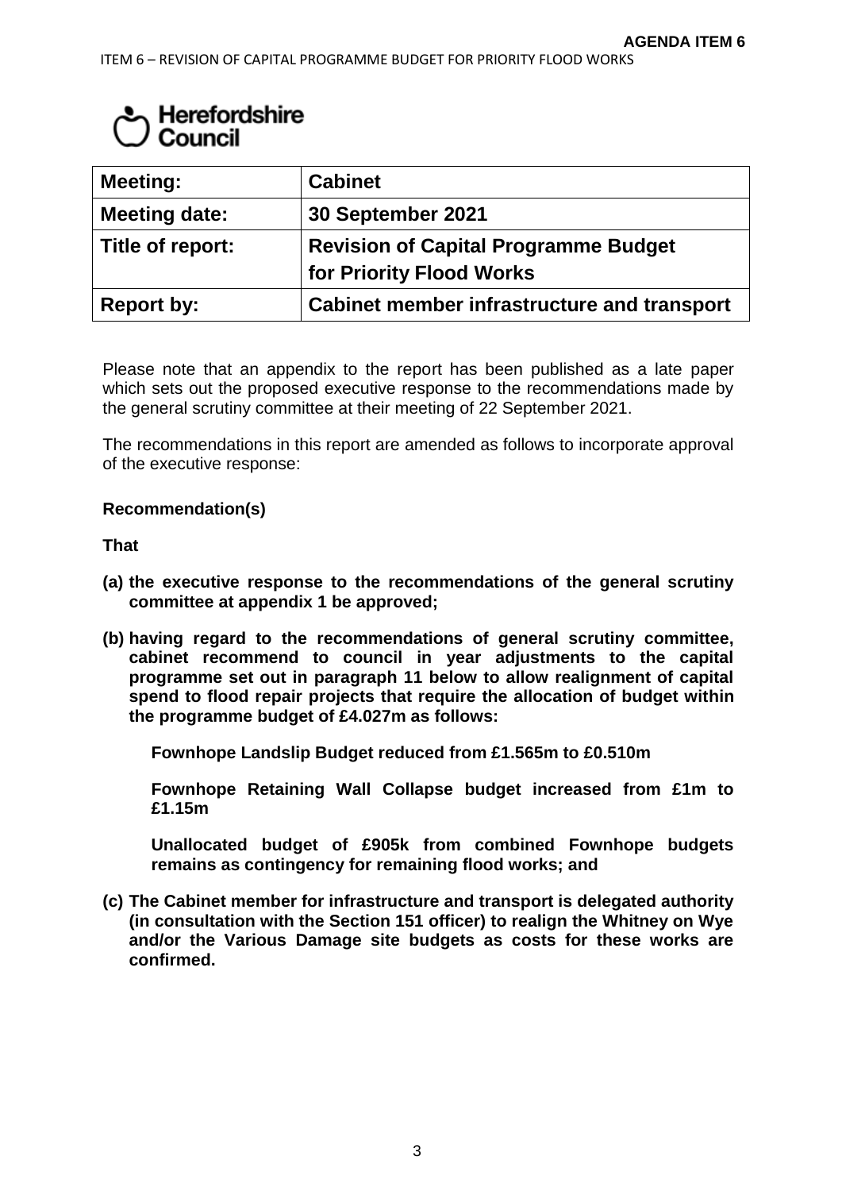**AGENDA ITEM 6**

ITEM 6 – REVISION OF CAPITAL PROGRAMME BUDGET FOR PRIORITY FLOOD WORKS

Herefordshire Council

| **Meeting:** | **Cabinet** |
|---|---|
| **Meeting date:** | **30 September 2021** |
| **Title of report:** | **Revision of Capital Programme Budget for Priority Flood Works** |
| **Report by:** | **Cabinet member infrastructure and transport** |

Please note that an appendix to the report has been published as a late paper which sets out the proposed executive response to the recommendations made by the general scrutiny committee at their meeting of 22 September 2021.

The recommendations in this report are amended as follows to incorporate approval of the executive response:

**Recommendation(s)**

**That**

**(a) the executive response to the recommendations of the general scrutiny committee at appendix 1 be approved;**

**(b) having regard to the recommendations of general scrutiny committee, cabinet recommend to council in year adjustments to the capital programme set out in paragraph 11 below to allow realignment of capital spend to flood repair projects that require the allocation of budget within the programme budget of £4.027m as follows:**

**Fownhope Landslip Budget reduced from £1.565m to £0.510m**

**Fownhope Retaining Wall Collapse budget increased from £1m to £1.15m**

**Unallocated budget of £905k from combined Fownhope budgets remains as contingency for remaining flood works; and**

**(c) The Cabinet member for infrastructure and transport is delegated authority (in consultation with the Section 151 officer) to realign the Whitney on Wye and/or the Various Damage site budgets as costs for these works are confirmed.**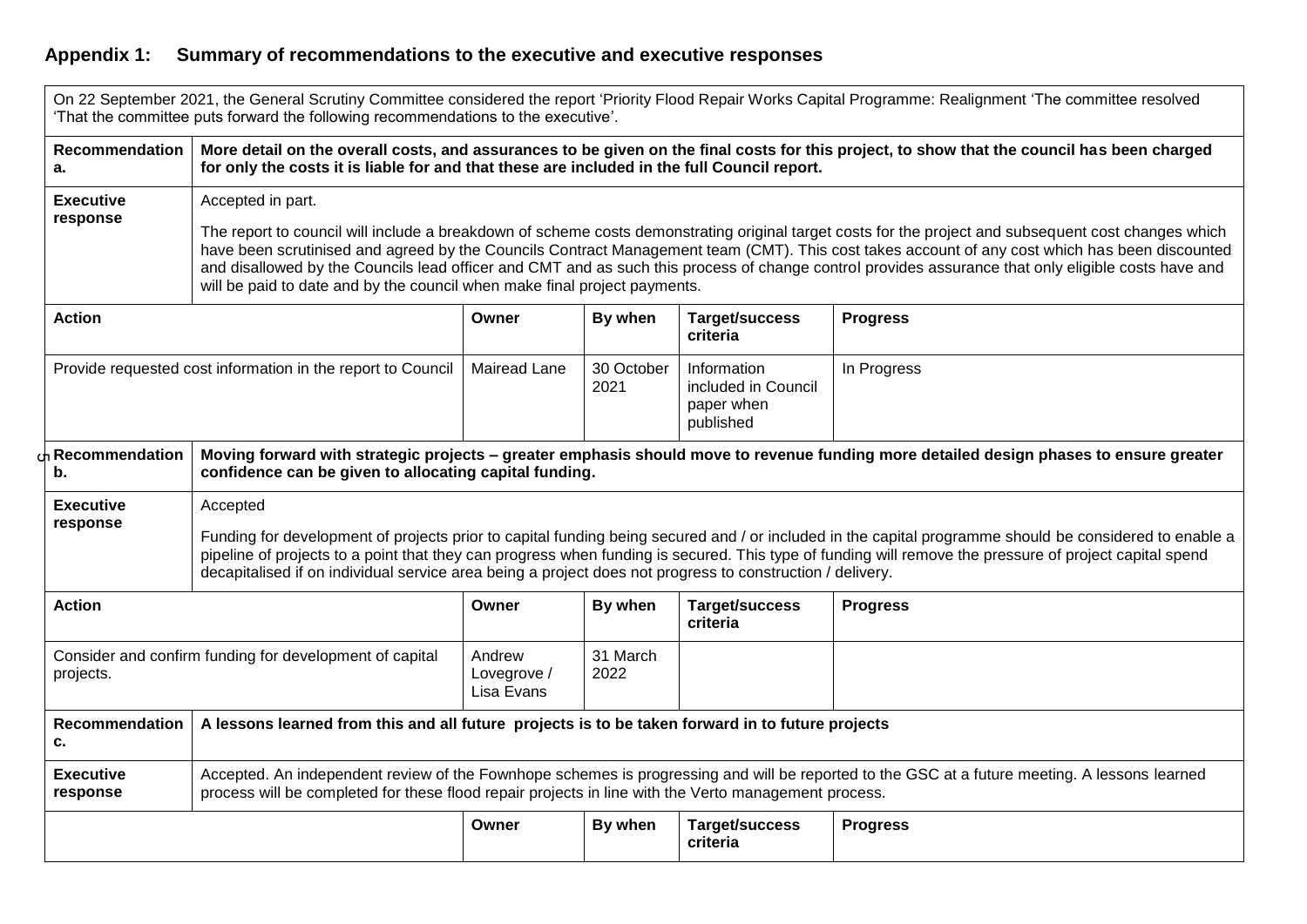## Appendix 1: Summary of recommendations to the executive and executive responses

On 22 September 2021, the General Scrutiny Committee considered the report 'Priority Flood Repair Works Capital Programme: Realignment 'The committee resolved 'That the committee puts forward the following recommendations to the executive'.

| | | | | | |
|---|---|---|---|---|---|
| **Recommendation a.** | **More detail on the overall costs, and assurances to be given on the final costs for this project, to show that the council has been charged for only the costs it is liable for and that these are included in the full Council report.** | | | | |
| **Executive response** | Accepted in part.<br><br>The report to council will include a breakdown of scheme costs demonstrating original target costs for the project and subsequent cost changes which have been scrutinised and agreed by the Councils Contract Management team (CMT). This cost takes account of any cost which has been discounted and disallowed by the Councils lead officer and CMT and as such this process of change control provides assurance that only eligible costs have and will be paid to date and by the council when make final project payments. | | | | |
| **Action** | | **Owner** | **By when** | **Target/success criteria** | **Progress** |
| Provide requested cost information in the report to Council | | Mairead Lane | 30 October 2021 | Information included in Council paper when published | In Progress |
| **Recommendation b.** | **Moving forward with strategic projects – greater emphasis should move to revenue funding more detailed design phases to ensure greater confidence can be given to allocating capital funding.** | | | | |
| **Executive response** | Accepted<br><br>Funding for development of projects prior to capital funding being secured and / or included in the capital programme should be considered to enable a pipeline of projects to a point that they can progress when funding is secured. This type of funding will remove the pressure of project capital spend decapitalised if on individual service area being a project does not progress to construction / delivery. | | | | |
| **Action** | | **Owner** | **By when** | **Target/success criteria** | **Progress** |
| Consider and confirm funding for development of capital projects. | | Andrew Lovegrove / Lisa Evans | 31 March 2022 | | |
| **Recommendation c.** | **A lessons learned from this and all future projects is to be taken forward in to future projects** | | | | |
| **Executive response** | Accepted. An independent review of the Fownhope schemes is progressing and will be reported to the GSC at a future meeting. A lessons learned process will be completed for these flood repair projects in line with the Verto management process. | | | | |
| | | **Owner** | **By when** | **Target/success criteria** | **Progress** |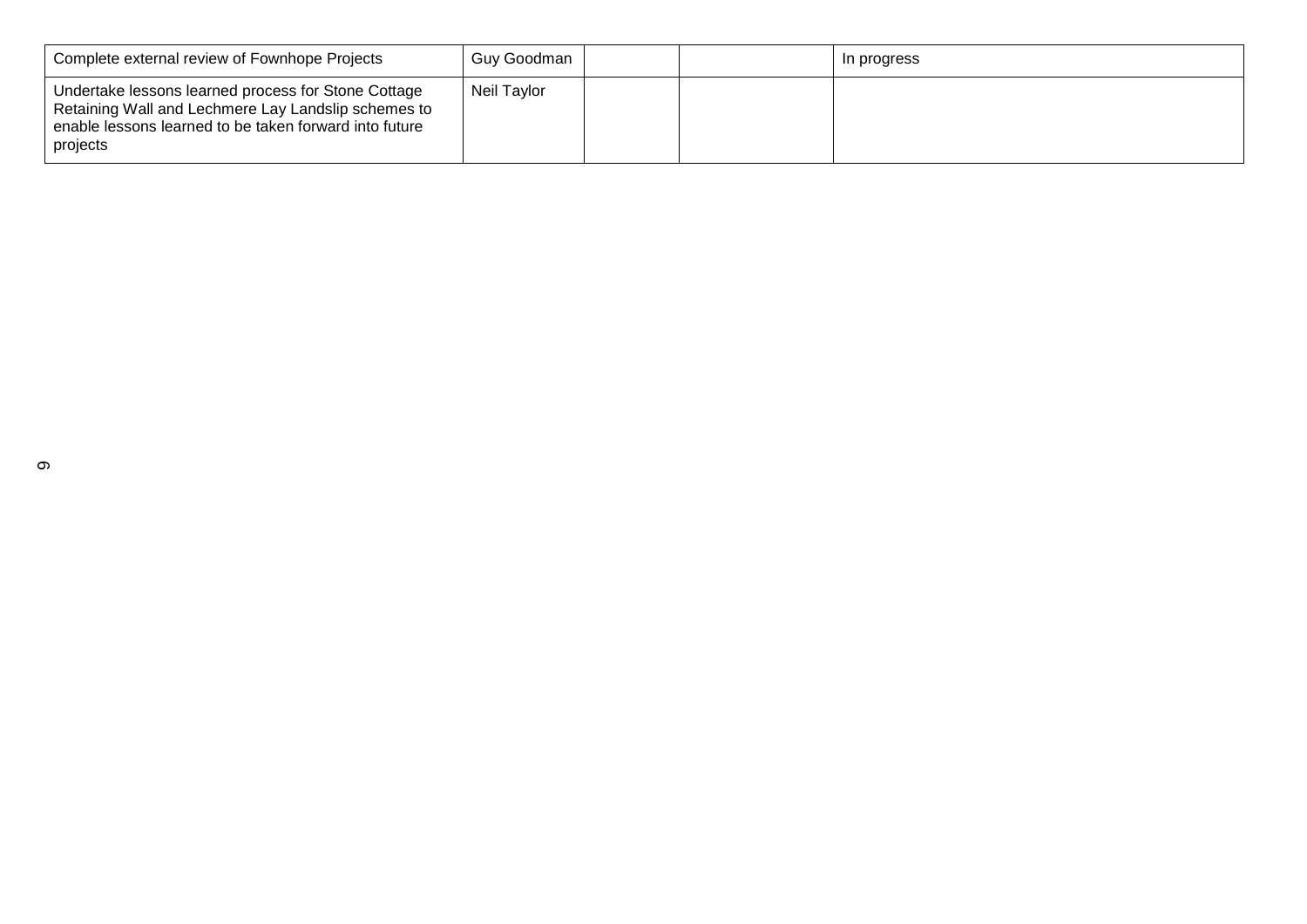| | | | | |
|---|---|---|---|---|
| Complete external review of Fownhope Projects | Guy Goodman | | | In progress |
| Undertake lessons learned process for Stone Cottage Retaining Wall and Lechmere Lay Landslip schemes to enable lessons learned to be taken forward into future projects | Neil Taylor | | | |